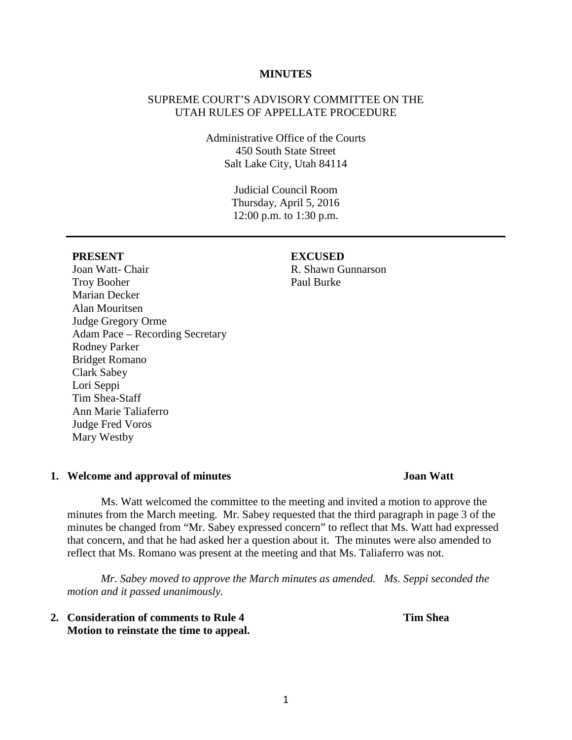**MINUTES**

SUPREME COURT'S ADVISORY COMMITTEE ON THE UTAH RULES OF APPELLATE PROCEDURE

Administrative Office of the Courts
450 South State Street
Salt Lake City, Utah 84114

Judicial Council Room
Thursday, April 5, 2016
12:00 p.m. to 1:30 p.m.

---

**PRESENT**

Joan Watt- Chair
Troy Booher
Marian Decker
Alan Mouritsen
Judge Gregory Orme
Adam Pace – Recording Secretary
Rodney Parker
Bridget Romano
Clark Sabey
Lori Seppi
Tim Shea-Staff
Ann Marie Taliaferro
Judge Fred Voros
Mary Westby

**EXCUSED**

R. Shawn Gunnarson
Paul Burke

**1. Welcome and approval of minutes** **Joan Watt**

Ms. Watt welcomed the committee to the meeting and invited a motion to approve the minutes from the March meeting. Mr. Sabey requested that the third paragraph in page 3 of the minutes be changed from "Mr. Sabey expressed concern" to reflect that Ms. Watt had expressed that concern, and that he had asked her a question about it. The minutes were also amended to reflect that Ms. Romano was present at the meeting and that Ms. Taliaferro was not.

*Mr. Sabey moved to approve the March minutes as amended. Ms. Seppi seconded the motion and it passed unanimously.*

**2. Consideration of comments to Rule 4 Motion to reinstate the time to appeal.** **Tim Shea**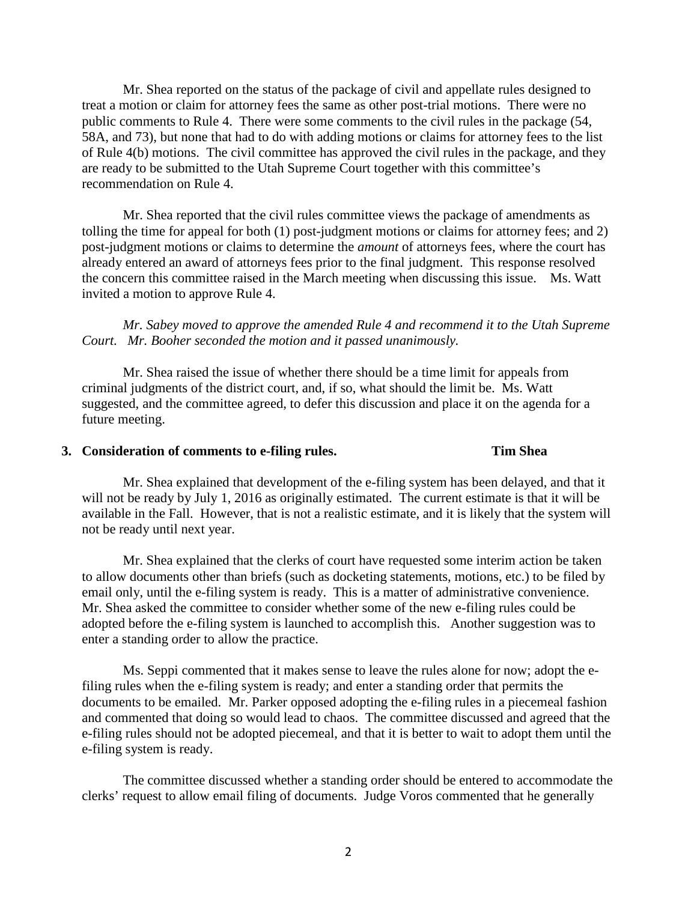Mr. Shea reported on the status of the package of civil and appellate rules designed to treat a motion or claim for attorney fees the same as other post-trial motions. There were no public comments to Rule 4. There were some comments to the civil rules in the package (54, 58A, and 73), but none that had to do with adding motions or claims for attorney fees to the list of Rule 4(b) motions. The civil committee has approved the civil rules in the package, and they are ready to be submitted to the Utah Supreme Court together with this committee's recommendation on Rule 4.

Mr. Shea reported that the civil rules committee views the package of amendments as tolling the time for appeal for both (1) post-judgment motions or claims for attorney fees; and 2) post-judgment motions or claims to determine the *amount* of attorneys fees, where the court has already entered an award of attorneys fees prior to the final judgment. This response resolved the concern this committee raised in the March meeting when discussing this issue. Ms. Watt invited a motion to approve Rule 4.

*Mr. Sabey moved to approve the amended Rule 4 and recommend it to the Utah Supreme Court. Mr. Booher seconded the motion and it passed unanimously.*

Mr. Shea raised the issue of whether there should be a time limit for appeals from criminal judgments of the district court, and, if so, what should the limit be. Ms. Watt suggested, and the committee agreed, to defer this discussion and place it on the agenda for a future meeting.

**3. Consideration of comments to e-filing rules. Tim Shea**

Mr. Shea explained that development of the e-filing system has been delayed, and that it will not be ready by July 1, 2016 as originally estimated. The current estimate is that it will be available in the Fall. However, that is not a realistic estimate, and it is likely that the system will not be ready until next year.

Mr. Shea explained that the clerks of court have requested some interim action be taken to allow documents other than briefs (such as docketing statements, motions, etc.) to be filed by email only, until the e-filing system is ready. This is a matter of administrative convenience. Mr. Shea asked the committee to consider whether some of the new e-filing rules could be adopted before the e-filing system is launched to accomplish this. Another suggestion was to enter a standing order to allow the practice.

Ms. Seppi commented that it makes sense to leave the rules alone for now; adopt the e-filing rules when the e-filing system is ready; and enter a standing order that permits the documents to be emailed. Mr. Parker opposed adopting the e-filing rules in a piecemeal fashion and commented that doing so would lead to chaos. The committee discussed and agreed that the e-filing rules should not be adopted piecemeal, and that it is better to wait to adopt them until the e-filing system is ready.

The committee discussed whether a standing order should be entered to accommodate the clerks' request to allow email filing of documents. Judge Voros commented that he generally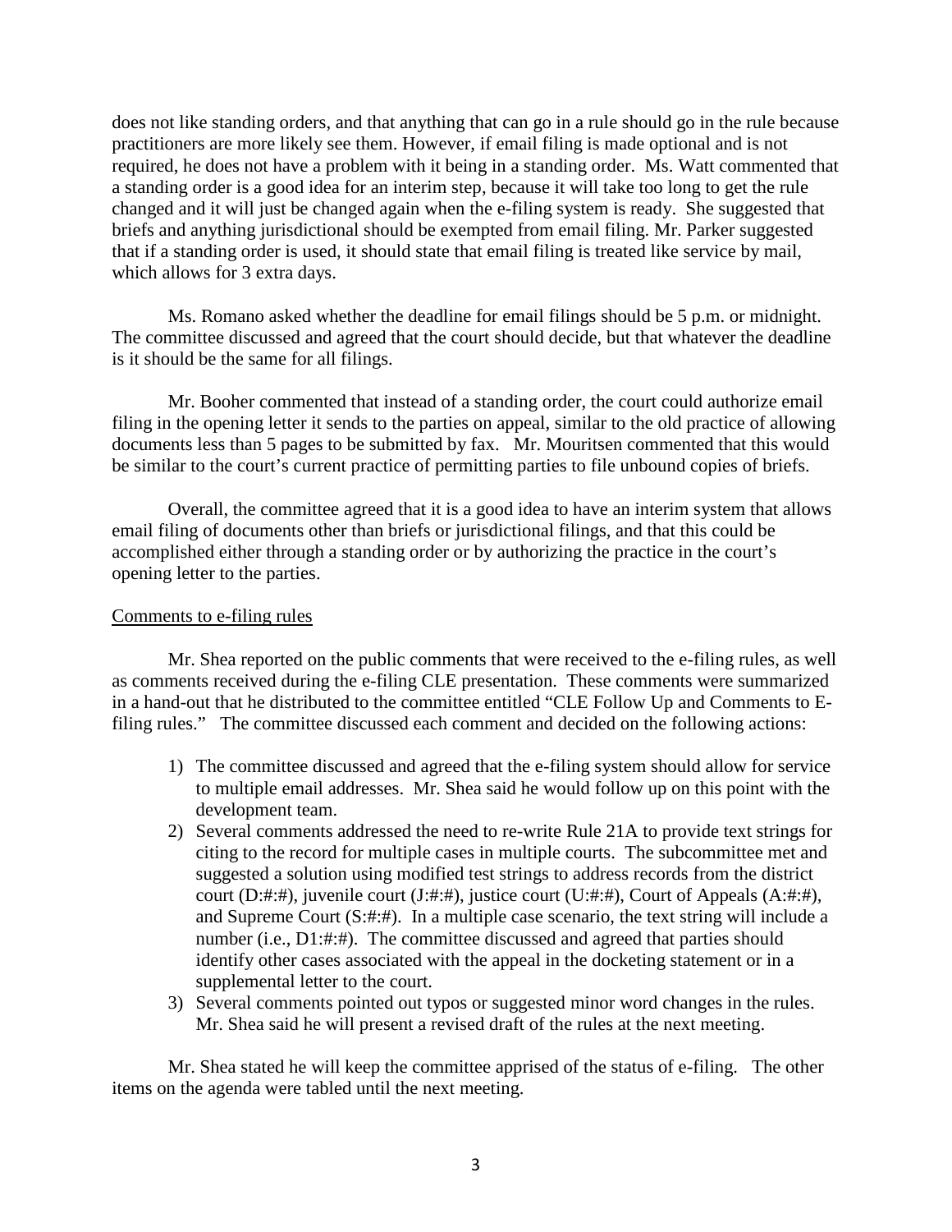does not like standing orders, and that anything that can go in a rule should go in the rule because practitioners are more likely see them. However, if email filing is made optional and is not required, he does not have a problem with it being in a standing order. Ms. Watt commented that a standing order is a good idea for an interim step, because it will take too long to get the rule changed and it will just be changed again when the e-filing system is ready. She suggested that briefs and anything jurisdictional should be exempted from email filing. Mr. Parker suggested that if a standing order is used, it should state that email filing is treated like service by mail, which allows for 3 extra days.

Ms. Romano asked whether the deadline for email filings should be 5 p.m. or midnight. The committee discussed and agreed that the court should decide, but that whatever the deadline is it should be the same for all filings.

Mr. Booher commented that instead of a standing order, the court could authorize email filing in the opening letter it sends to the parties on appeal, similar to the old practice of allowing documents less than 5 pages to be submitted by fax. Mr. Mouritsen commented that this would be similar to the court's current practice of permitting parties to file unbound copies of briefs.

Overall, the committee agreed that it is a good idea to have an interim system that allows email filing of documents other than briefs or jurisdictional filings, and that this could be accomplished either through a standing order or by authorizing the practice in the court's opening letter to the parties.

<u>Comments to e-filing rules</u>

Mr. Shea reported on the public comments that were received to the e-filing rules, as well as comments received during the e-filing CLE presentation. These comments were summarized in a hand-out that he distributed to the committee entitled "CLE Follow Up and Comments to E-filing rules." The committee discussed each comment and decided on the following actions:

1) The committee discussed and agreed that the e-filing system should allow for service to multiple email addresses. Mr. Shea said he would follow up on this point with the development team.
2) Several comments addressed the need to re-write Rule 21A to provide text strings for citing to the record for multiple cases in multiple courts. The subcommittee met and suggested a solution using modified test strings to address records from the district court (D:#:#), juvenile court (J:#:#), justice court (U:#:#), Court of Appeals (A:#:#), and Supreme Court (S:#:#). In a multiple case scenario, the text string will include a number (i.e., D1:#:#). The committee discussed and agreed that parties should identify other cases associated with the appeal in the docketing statement or in a supplemental letter to the court.
3) Several comments pointed out typos or suggested minor word changes in the rules. Mr. Shea said he will present a revised draft of the rules at the next meeting.

Mr. Shea stated he will keep the committee apprised of the status of e-filing. The other items on the agenda were tabled until the next meeting.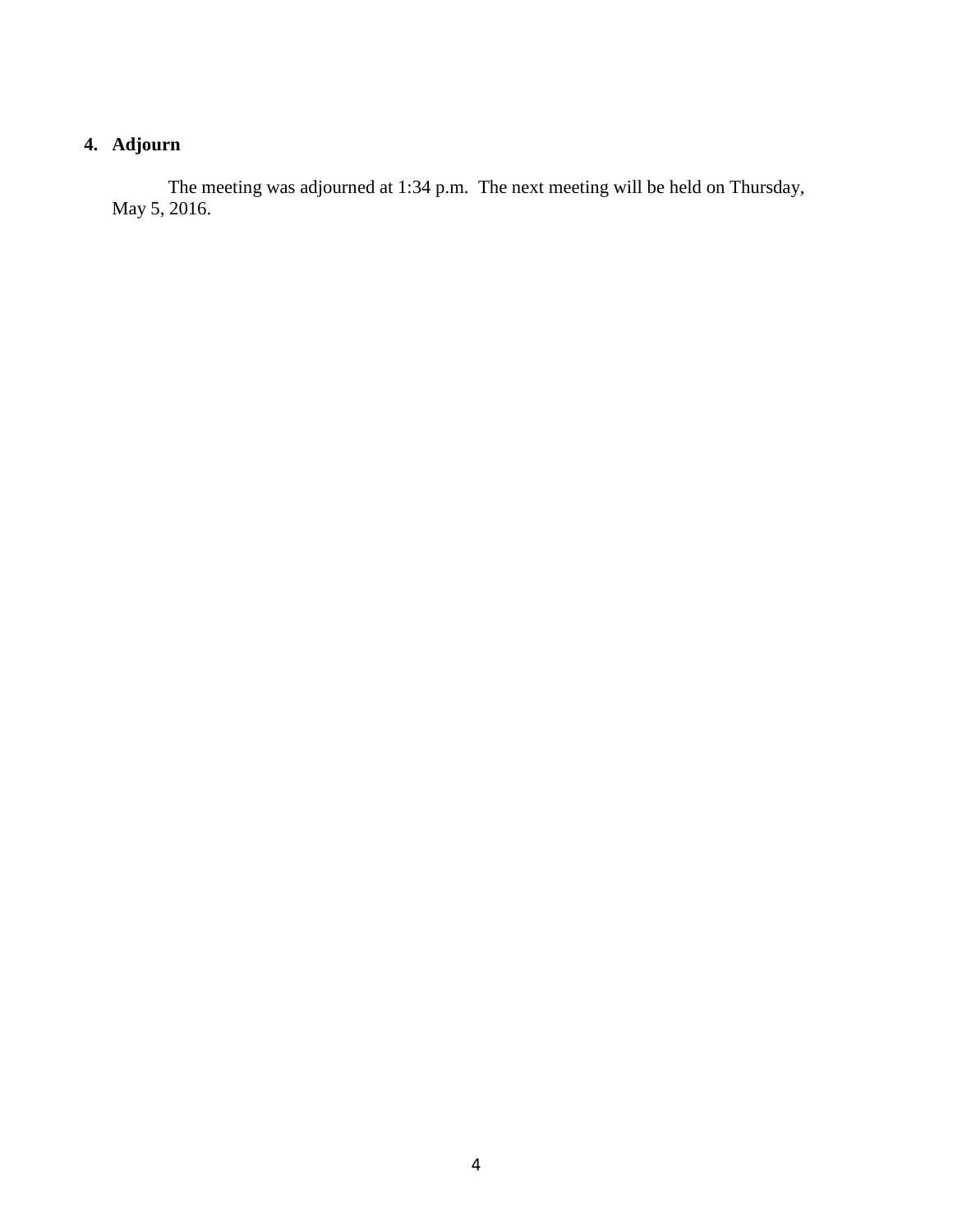**4. Adjourn**

The meeting was adjourned at 1:34 p.m. The next meeting will be held on Thursday, May 5, 2016.